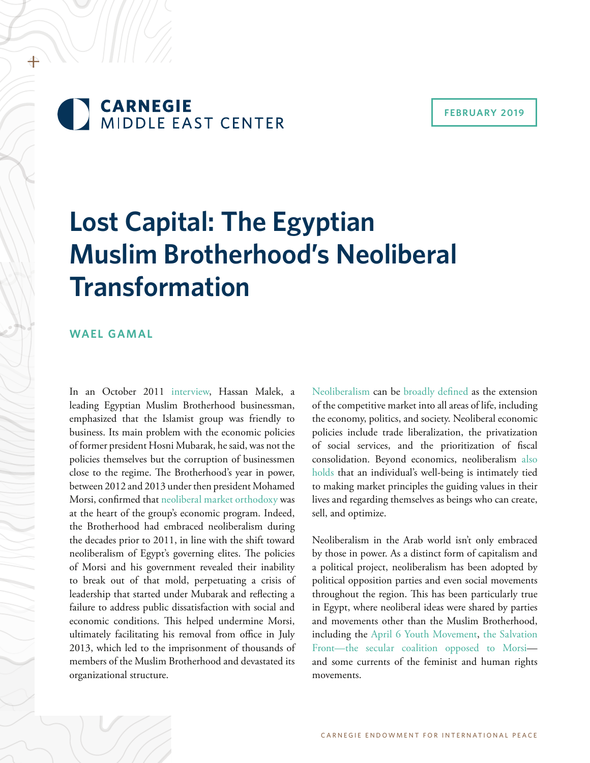CARNEGIE MIDDLE EAST CENTER

FEBRUARY 2019

# Lost Capital: The Egyptian Muslim Brotherhood's Neoliberal Transformation

**WAEL GAMAL**

In an October 2011 interview, Hassan Malek, a leading Egyptian Muslim Brotherhood businessman, emphasized that the Islamist group was friendly to business. Its main problem with the economic policies of former president Hosni Mubarak, he said, was not the policies themselves but the corruption of businessmen close to the regime. The Brotherhood's year in power, between 2012 and 2013 under then president Mohamed Morsi, confirmed that neoliberal market orthodoxy was at the heart of the group's economic program. Indeed, the Brotherhood had embraced neoliberalism during the decades prior to 2011, in line with the shift toward neoliberalism of Egypt's governing elites. The policies of Morsi and his government revealed their inability to break out of that mold, perpetuating a crisis of leadership that started under Mubarak and reflecting a failure to address public dissatisfaction with social and economic conditions. This helped undermine Morsi, ultimately facilitating his removal from office in July 2013, which led to the imprisonment of thousands of members of the Muslim Brotherhood and devastated its organizational structure.

Neoliberalism can be broadly defined as the extension of the competitive market into all areas of life, including the economy, politics, and society. Neoliberal economic policies include trade liberalization, the privatization of social services, and the prioritization of fiscal consolidation. Beyond economics, neoliberalism also holds that an individual's well-being is intimately tied to making market principles the guiding values in their lives and regarding themselves as beings who can create, sell, and optimize.

Neoliberalism in the Arab world isn't only embraced by those in power. As a distinct form of capitalism and a political project, neoliberalism has been adopted by political opposition parties and even social movements throughout the region. This has been particularly true in Egypt, where neoliberal ideas were shared by parties and movements other than the Muslim Brotherhood, including the April 6 Youth Movement, the Salvation Front—the secular coalition opposed to Morsi—and some currents of the feminist and human rights movements.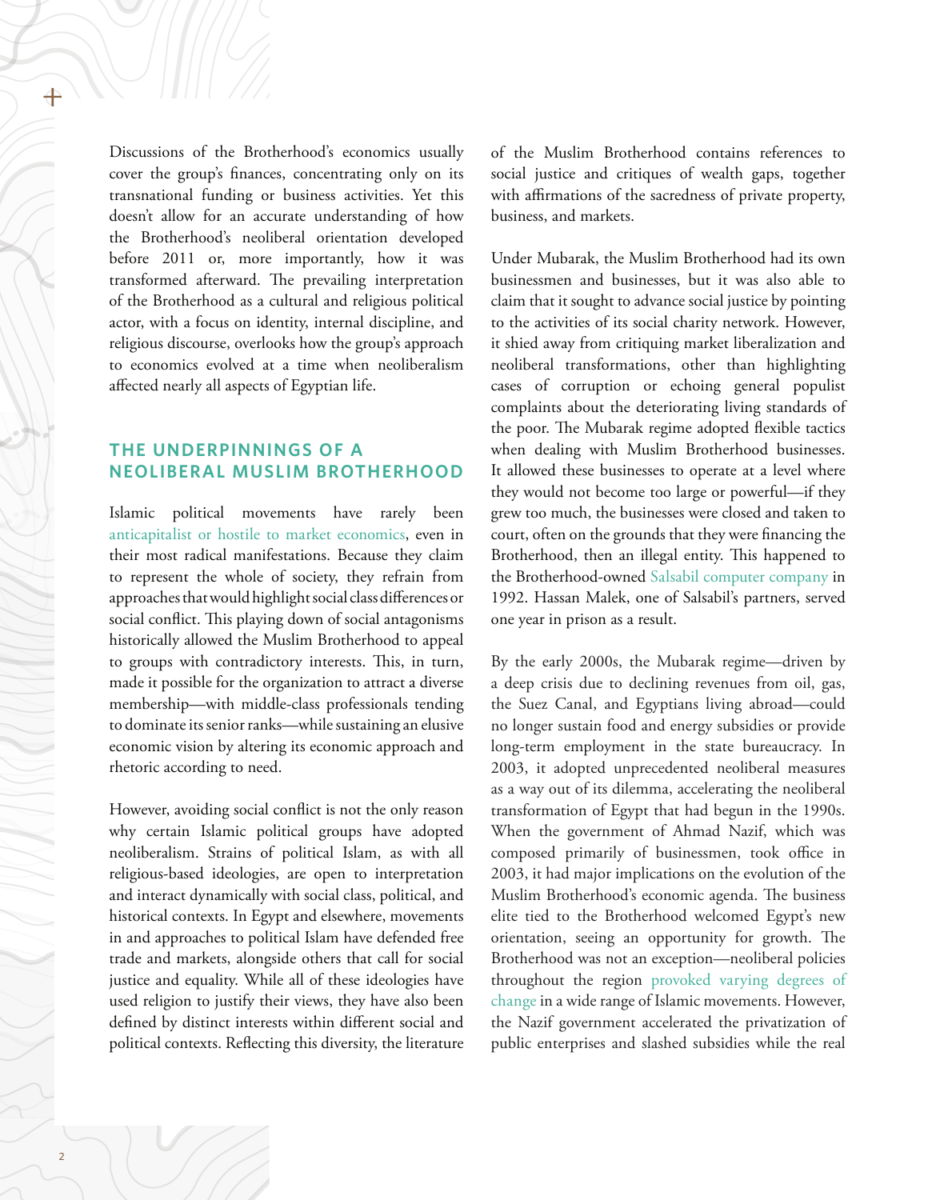Discussions of the Brotherhood's economics usually cover the group's finances, concentrating only on its transnational funding or business activities. Yet this doesn't allow for an accurate understanding of how the Brotherhood's neoliberal orientation developed before 2011 or, more importantly, how it was transformed afterward. The prevailing interpretation of the Brotherhood as a cultural and religious political actor, with a focus on identity, internal discipline, and religious discourse, overlooks how the group's approach to economics evolved at a time when neoliberalism affected nearly all aspects of Egyptian life.

## THE UNDERPINNINGS OF A NEOLIBERAL MUSLIM BROTHERHOOD

Islamic political movements have rarely been anticapitalist or hostile to market economics, even in their most radical manifestations. Because they claim to represent the whole of society, they refrain from approaches that would highlight social class differences or social conflict. This playing down of social antagonisms historically allowed the Muslim Brotherhood to appeal to groups with contradictory interests. This, in turn, made it possible for the organization to attract a diverse membership—with middle-class professionals tending to dominate its senior ranks—while sustaining an elusive economic vision by altering its economic approach and rhetoric according to need.

However, avoiding social conflict is not the only reason why certain Islamic political groups have adopted neoliberalism. Strains of political Islam, as with all religious-based ideologies, are open to interpretation and interact dynamically with social class, political, and historical contexts. In Egypt and elsewhere, movements in and approaches to political Islam have defended free trade and markets, alongside others that call for social justice and equality. While all of these ideologies have used religion to justify their views, they have also been defined by distinct interests within different social and political contexts. Reflecting this diversity, the literature of the Muslim Brotherhood contains references to social justice and critiques of wealth gaps, together with affirmations of the sacredness of private property, business, and markets.

Under Mubarak, the Muslim Brotherhood had its own businessmen and businesses, but it was also able to claim that it sought to advance social justice by pointing to the activities of its social charity network. However, it shied away from critiquing market liberalization and neoliberal transformations, other than highlighting cases of corruption or echoing general populist complaints about the deteriorating living standards of the poor. The Mubarak regime adopted flexible tactics when dealing with Muslim Brotherhood businesses. It allowed these businesses to operate at a level where they would not become too large or powerful—if they grew too much, the businesses were closed and taken to court, often on the grounds that they were financing the Brotherhood, then an illegal entity. This happened to the Brotherhood-owned Salsabil computer company in 1992. Hassan Malek, one of Salsabil's partners, served one year in prison as a result.

By the early 2000s, the Mubarak regime—driven by a deep crisis due to declining revenues from oil, gas, the Suez Canal, and Egyptians living abroad—could no longer sustain food and energy subsidies or provide long-term employment in the state bureaucracy. In 2003, it adopted unprecedented neoliberal measures as a way out of its dilemma, accelerating the neoliberal transformation of Egypt that had begun in the 1990s. When the government of Ahmad Nazif, which was composed primarily of businessmen, took office in 2003, it had major implications on the evolution of the Muslim Brotherhood's economic agenda. The business elite tied to the Brotherhood welcomed Egypt's new orientation, seeing an opportunity for growth. The Brotherhood was not an exception—neoliberal policies throughout the region provoked varying degrees of change in a wide range of Islamic movements. However, the Nazif government accelerated the privatization of public enterprises and slashed subsidies while the real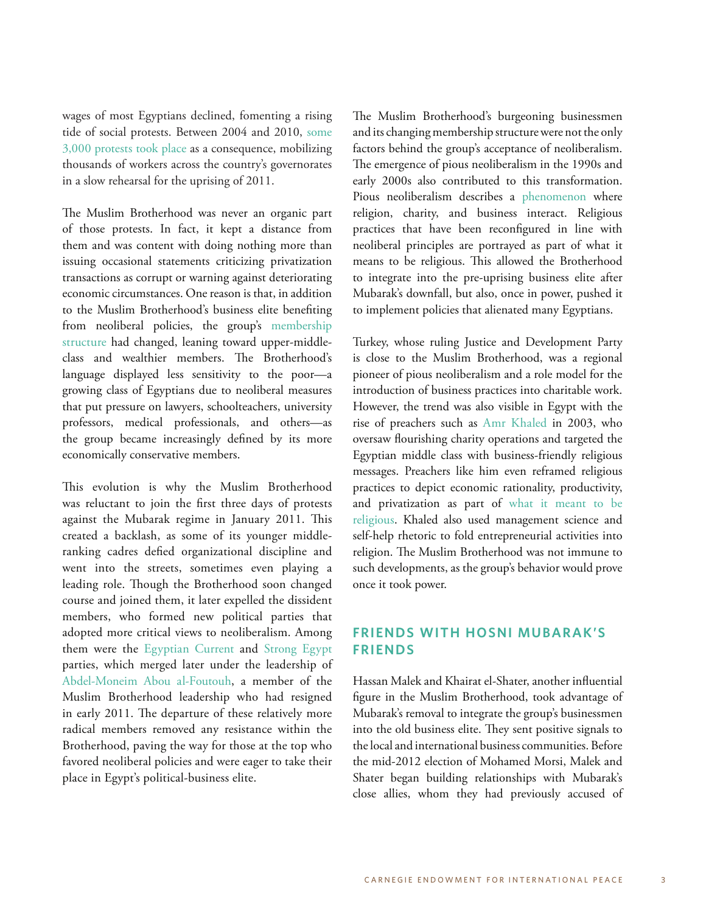wages of most Egyptians declined, fomenting a rising tide of social protests. Between 2004 and 2010, some 3,000 protests took place as a consequence, mobilizing thousands of workers across the country's governorates in a slow rehearsal for the uprising of 2011.

The Muslim Brotherhood was never an organic part of those protests. In fact, it kept a distance from them and was content with doing nothing more than issuing occasional statements criticizing privatization transactions as corrupt or warning against deteriorating economic circumstances. One reason is that, in addition to the Muslim Brotherhood's business elite benefiting from neoliberal policies, the group's membership structure had changed, leaning toward upper-middle-class and wealthier members. The Brotherhood's language displayed less sensitivity to the poor—a growing class of Egyptians due to neoliberal measures that put pressure on lawyers, schoolteachers, university professors, medical professionals, and others—as the group became increasingly defined by its more economically conservative members.

This evolution is why the Muslim Brotherhood was reluctant to join the first three days of protests against the Mubarak regime in January 2011. This created a backlash, as some of its younger middle-ranking cadres defied organizational discipline and went into the streets, sometimes even playing a leading role. Though the Brotherhood soon changed course and joined them, it later expelled the dissident members, who formed new political parties that adopted more critical views to neoliberalism. Among them were the Egyptian Current and Strong Egypt parties, which merged later under the leadership of Abdel-Moneim Abou al-Foutouh, a member of the Muslim Brotherhood leadership who had resigned in early 2011. The departure of these relatively more radical members removed any resistance within the Brotherhood, paving the way for those at the top who favored neoliberal policies and were eager to take their place in Egypt's political-business elite.

The Muslim Brotherhood's burgeoning businessmen and its changing membership structure were not the only factors behind the group's acceptance of neoliberalism. The emergence of pious neoliberalism in the 1990s and early 2000s also contributed to this transformation. Pious neoliberalism describes a phenomenon where religion, charity, and business interact. Religious practices that have been reconfigured in line with neoliberal principles are portrayed as part of what it means to be religious. This allowed the Brotherhood to integrate into the pre-uprising business elite after Mubarak's downfall, but also, once in power, pushed it to implement policies that alienated many Egyptians.

Turkey, whose ruling Justice and Development Party is close to the Muslim Brotherhood, was a regional pioneer of pious neoliberalism and a role model for the introduction of business practices into charitable work. However, the trend was also visible in Egypt with the rise of preachers such as Amr Khaled in 2003, who oversaw flourishing charity operations and targeted the Egyptian middle class with business-friendly religious messages. Preachers like him even reframed religious practices to depict economic rationality, productivity, and privatization as part of what it meant to be religious. Khaled also used management science and self-help rhetoric to fold entrepreneurial activities into religion. The Muslim Brotherhood was not immune to such developments, as the group's behavior would prove once it took power.

## FRIENDS WITH HOSNI MUBARAK'S FRIENDS

Hassan Malek and Khairat el-Shater, another influential figure in the Muslim Brotherhood, took advantage of Mubarak's removal to integrate the group's businessmen into the old business elite. They sent positive signals to the local and international business communities. Before the mid-2012 election of Mohamed Morsi, Malek and Shater began building relationships with Mubarak's close allies, whom they had previously accused of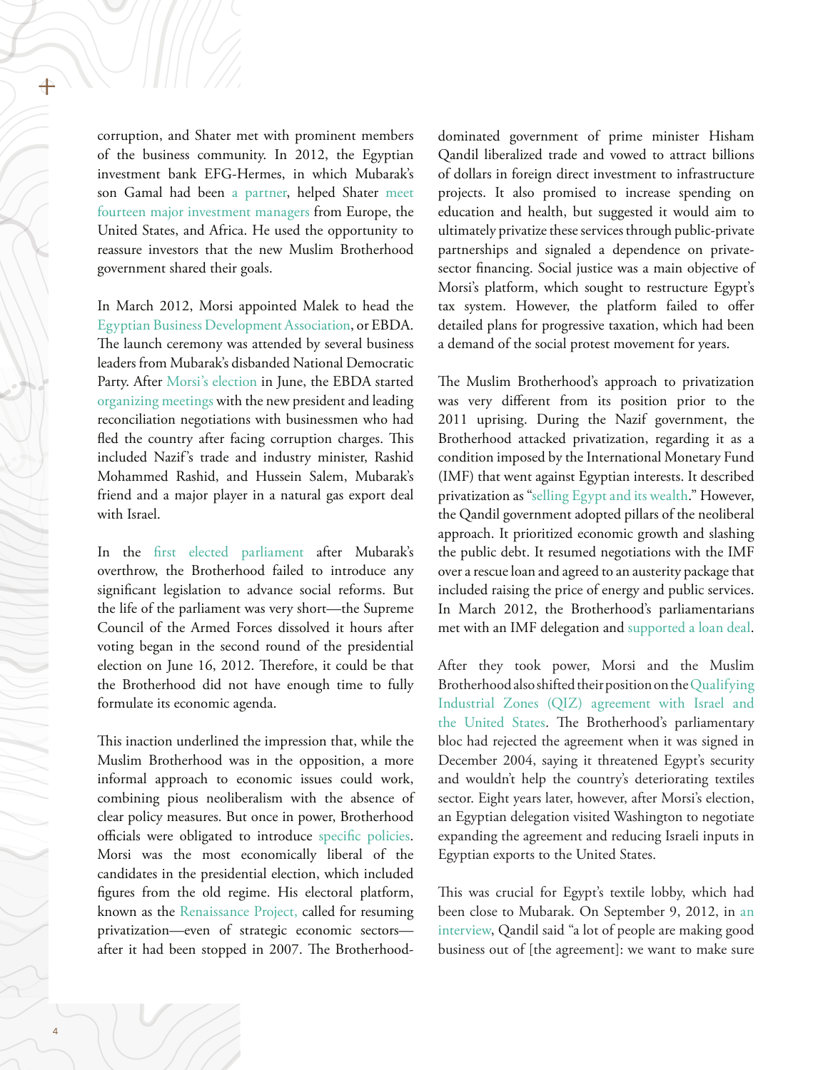corruption, and Shater met with prominent members of the business community. In 2012, the Egyptian investment bank EFG-Hermes, in which Mubarak's son Gamal had been a partner, helped Shater meet fourteen major investment managers from Europe, the United States, and Africa. He used the opportunity to reassure investors that the new Muslim Brotherhood government shared their goals.

In March 2012, Morsi appointed Malek to head the Egyptian Business Development Association, or EBDA. The launch ceremony was attended by several business leaders from Mubarak's disbanded National Democratic Party. After Morsi's election in June, the EBDA started organizing meetings with the new president and leading reconciliation negotiations with businessmen who had fled the country after facing corruption charges. This included Nazif's trade and industry minister, Rashid Mohammed Rashid, and Hussein Salem, Mubarak's friend and a major player in a natural gas export deal with Israel.

In the first elected parliament after Mubarak's overthrow, the Brotherhood failed to introduce any significant legislation to advance social reforms. But the life of the parliament was very short—the Supreme Council of the Armed Forces dissolved it hours after voting began in the second round of the presidential election on June 16, 2012. Therefore, it could be that the Brotherhood did not have enough time to fully formulate its economic agenda.

This inaction underlined the impression that, while the Muslim Brotherhood was in the opposition, a more informal approach to economic issues could work, combining pious neoliberalism with the absence of clear policy measures. But once in power, Brotherhood officials were obligated to introduce specific policies. Morsi was the most economically liberal of the candidates in the presidential election, which included figures from the old regime. His electoral platform, known as the Renaissance Project, called for resuming privatization—even of strategic economic sectors—after it had been stopped in 2007. The Brotherhood-dominated government of prime minister Hisham Qandil liberalized trade and vowed to attract billions of dollars in foreign direct investment to infrastructure projects. It also promised to increase spending on education and health, but suggested it would aim to ultimately privatize these services through public-private partnerships and signaled a dependence on private-sector financing. Social justice was a main objective of Morsi's platform, which sought to restructure Egypt's tax system. However, the platform failed to offer detailed plans for progressive taxation, which had been a demand of the social protest movement for years.

The Muslim Brotherhood's approach to privatization was very different from its position prior to the 2011 uprising. During the Nazif government, the Brotherhood attacked privatization, regarding it as a condition imposed by the International Monetary Fund (IMF) that went against Egyptian interests. It described privatization as "selling Egypt and its wealth." However, the Qandil government adopted pillars of the neoliberal approach. It prioritized economic growth and slashing the public debt. It resumed negotiations with the IMF over a rescue loan and agreed to an austerity package that included raising the price of energy and public services. In March 2012, the Brotherhood's parliamentarians met with an IMF delegation and supported a loan deal.

After they took power, Morsi and the Muslim Brotherhood also shifted their position on the Qualifying Industrial Zones (QIZ) agreement with Israel and the United States. The Brotherhood's parliamentary bloc had rejected the agreement when it was signed in December 2004, saying it threatened Egypt's security and wouldn't help the country's deteriorating textiles sector. Eight years later, however, after Morsi's election, an Egyptian delegation visited Washington to negotiate expanding the agreement and reducing Israeli inputs in Egyptian exports to the United States.

This was crucial for Egypt's textile lobby, which had been close to Mubarak. On September 9, 2012, in an interview, Qandil said "a lot of people are making good business out of [the agreement]: we want to make sure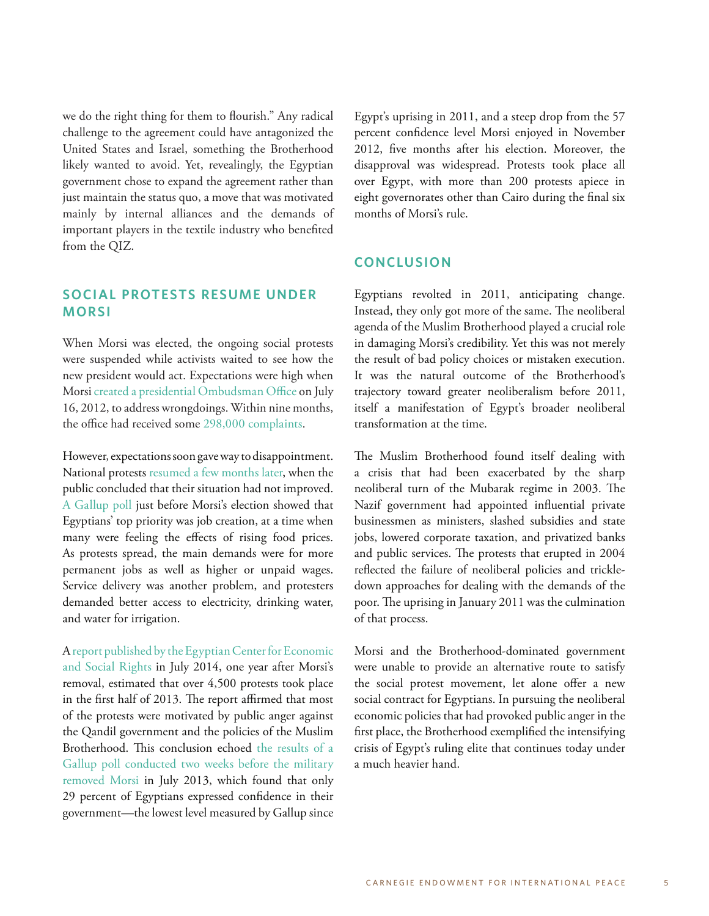we do the right thing for them to flourish." Any radical challenge to the agreement could have antagonized the United States and Israel, something the Brotherhood likely wanted to avoid. Yet, revealingly, the Egyptian government chose to expand the agreement rather than just maintain the status quo, a move that was motivated mainly by internal alliances and the demands of important players in the textile industry who benefited from the QIZ.

## SOCIAL PROTESTS RESUME UNDER MORSI

When Morsi was elected, the ongoing social protests were suspended while activists waited to see how the new president would act. Expectations were high when Morsi created a presidential Ombudsman Office on July 16, 2012, to address wrongdoings. Within nine months, the office had received some 298,000 complaints.

However, expectations soon gave way to disappointment. National protests resumed a few months later, when the public concluded that their situation had not improved. A Gallup poll just before Morsi's election showed that Egyptians' top priority was job creation, at a time when many were feeling the effects of rising food prices. As protests spread, the main demands were for more permanent jobs as well as higher or unpaid wages. Service delivery was another problem, and protesters demanded better access to electricity, drinking water, and water for irrigation.

A report published by the Egyptian Center for Economic and Social Rights in July 2014, one year after Morsi's removal, estimated that over 4,500 protests took place in the first half of 2013. The report affirmed that most of the protests were motivated by public anger against the Qandil government and the policies of the Muslim Brotherhood. This conclusion echoed the results of a Gallup poll conducted two weeks before the military removed Morsi in July 2013, which found that only 29 percent of Egyptians expressed confidence in their government—the lowest level measured by Gallup since Egypt's uprising in 2011, and a steep drop from the 57 percent confidence level Morsi enjoyed in November 2012, five months after his election. Moreover, the disapproval was widespread. Protests took place all over Egypt, with more than 200 protests apiece in eight governorates other than Cairo during the final six months of Morsi's rule.

## CONCLUSION

Egyptians revolted in 2011, anticipating change. Instead, they only got more of the same. The neoliberal agenda of the Muslim Brotherhood played a crucial role in damaging Morsi's credibility. Yet this was not merely the result of bad policy choices or mistaken execution. It was the natural outcome of the Brotherhood's trajectory toward greater neoliberalism before 2011, itself a manifestation of Egypt's broader neoliberal transformation at the time.

The Muslim Brotherhood found itself dealing with a crisis that had been exacerbated by the sharp neoliberal turn of the Mubarak regime in 2003. The Nazif government had appointed influential private businessmen as ministers, slashed subsidies and state jobs, lowered corporate taxation, and privatized banks and public services. The protests that erupted in 2004 reflected the failure of neoliberal policies and trickle-down approaches for dealing with the demands of the poor. The uprising in January 2011 was the culmination of that process.

Morsi and the Brotherhood-dominated government were unable to provide an alternative route to satisfy the social protest movement, let alone offer a new social contract for Egyptians. In pursuing the neoliberal economic policies that had provoked public anger in the first place, the Brotherhood exemplified the intensifying crisis of Egypt's ruling elite that continues today under a much heavier hand.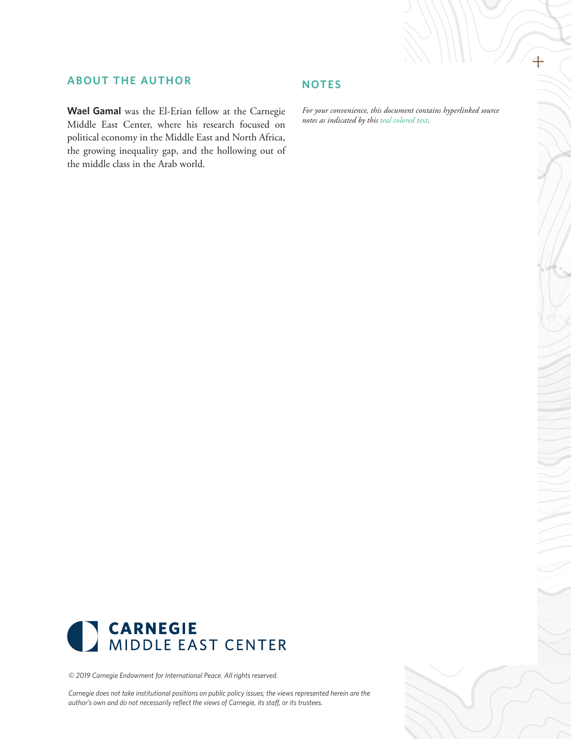## ABOUT THE AUTHOR

**Wael Gamal** was the El-Erian fellow at the Carnegie Middle East Center, where his research focused on political economy in the Middle East and North Africa, the growing inequality gap, and the hollowing out of the middle class in the Arab world.

## NOTES

*For your convenience, this document contains hyperlinked source notes as indicated by this teal colored text.*

**CARNEGIE**
MIDDLE EAST CENTER

*© 2019 Carnegie Endowment for International Peace. All rights reserved.*

*Carnegie does not take institutional positions on public policy issues; the views represented herein are the author's own and do not necessarily reflect the views of Carnegie, its staff, or its trustees.*